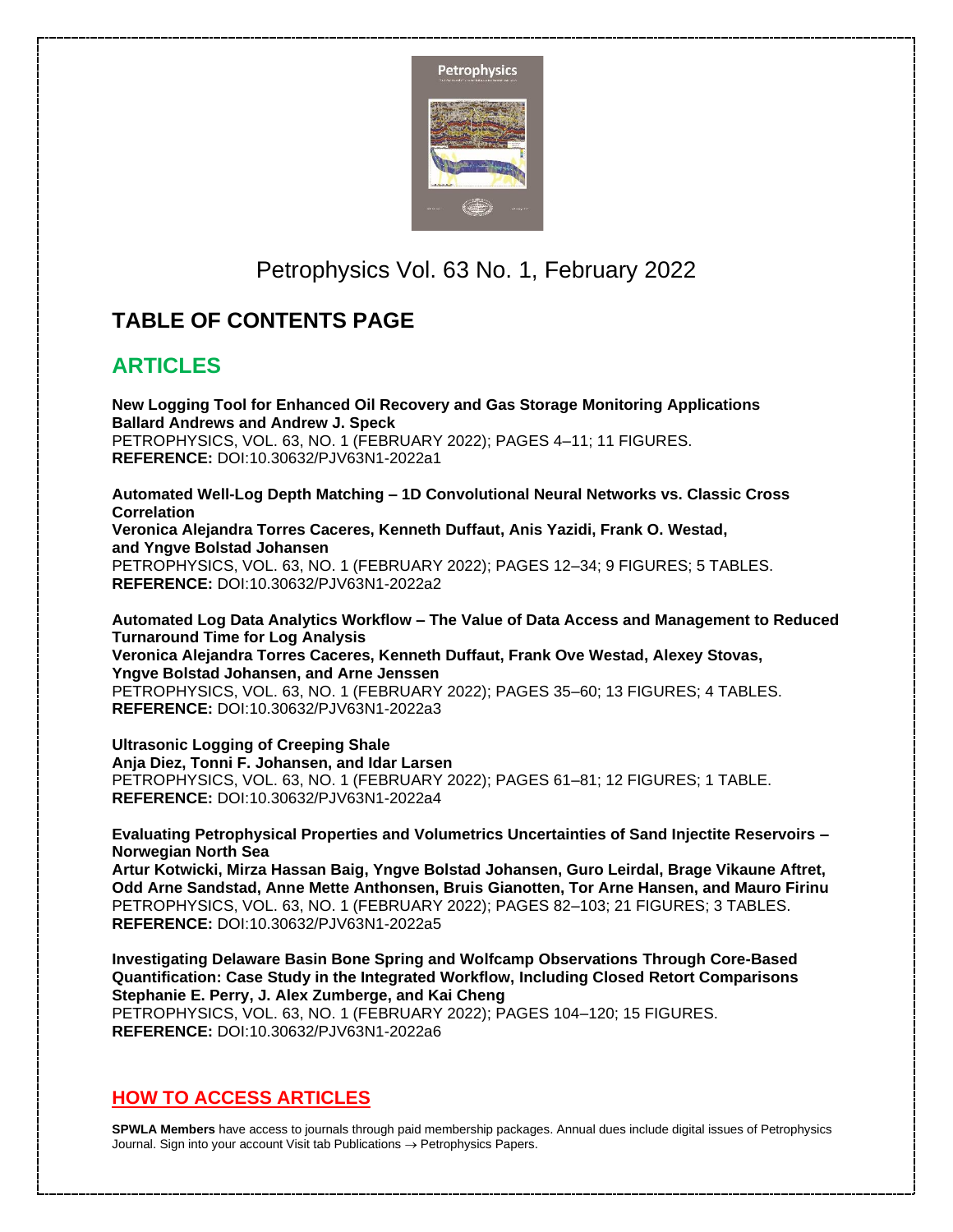# Petrophysics Vol. 63 No. 1, February 2022

## TABLE OF CONTENTS PAGE

## ARTICLES

**New Logging Tool for Enhanced Oil Recovery and Gas Storage Monitoring Applications**
**Ballard Andrews and Andrew J. Speck**
PETROPHYSICS, VOL. 63, NO. 1 (FEBRUARY 2022); PAGES 4–11; 11 FIGURES.
**REFERENCE:** DOI:10.30632/PJV63N1-2022a1

**Automated Well-Log Depth Matching – 1D Convolutional Neural Networks vs. Classic Cross Correlation**
**Veronica Alejandra Torres Caceres, Kenneth Duffaut, Anis Yazidi, Frank O. Westad, and Yngve Bolstad Johansen**
PETROPHYSICS, VOL. 63, NO. 1 (FEBRUARY 2022); PAGES 12–34; 9 FIGURES; 5 TABLES.
**REFERENCE:** DOI:10.30632/PJV63N1-2022a2

**Automated Log Data Analytics Workflow – The Value of Data Access and Management to Reduced Turnaround Time for Log Analysis**
**Veronica Alejandra Torres Caceres, Kenneth Duffaut, Frank Ove Westad, Alexey Stovas, Yngve Bolstad Johansen, and Arne Jenssen**
PETROPHYSICS, VOL. 63, NO. 1 (FEBRUARY 2022); PAGES 35–60; 13 FIGURES; 4 TABLES.
**REFERENCE:** DOI:10.30632/PJV63N1-2022a3

**Ultrasonic Logging of Creeping Shale**
**Anja Diez, Tonni F. Johansen, and Idar Larsen**
PETROPHYSICS, VOL. 63, NO. 1 (FEBRUARY 2022); PAGES 61–81; 12 FIGURES; 1 TABLE.
**REFERENCE:** DOI:10.30632/PJV63N1-2022a4

**Evaluating Petrophysical Properties and Volumetrics Uncertainties of Sand Injectite Reservoirs – Norwegian North Sea**
**Artur Kotwicki, Mirza Hassan Baig, Yngve Bolstad Johansen, Guro Leirdal, Brage Vikaune Aftret, Odd Arne Sandstad, Anne Mette Anthonsen, Bruis Gianotten, Tor Arne Hansen, and Mauro Firinu**
PETROPHYSICS, VOL. 63, NO. 1 (FEBRUARY 2022); PAGES 82–103; 21 FIGURES; 3 TABLES.
**REFERENCE:** DOI:10.30632/PJV63N1-2022a5

**Investigating Delaware Basin Bone Spring and Wolfcamp Observations Through Core-Based Quantification: Case Study in the Integrated Workflow, Including Closed Retort Comparisons**
**Stephanie E. Perry, J. Alex Zumberge, and Kai Cheng**
PETROPHYSICS, VOL. 63, NO. 1 (FEBRUARY 2022); PAGES 104–120; 15 FIGURES.
**REFERENCE:** DOI:10.30632/PJV63N1-2022a6

## HOW TO ACCESS ARTICLES

**SPWLA Members** have access to journals through paid membership packages. Annual dues include digital issues of Petrophysics Journal. Sign into your account Visit tab Publications → Petrophysics Papers.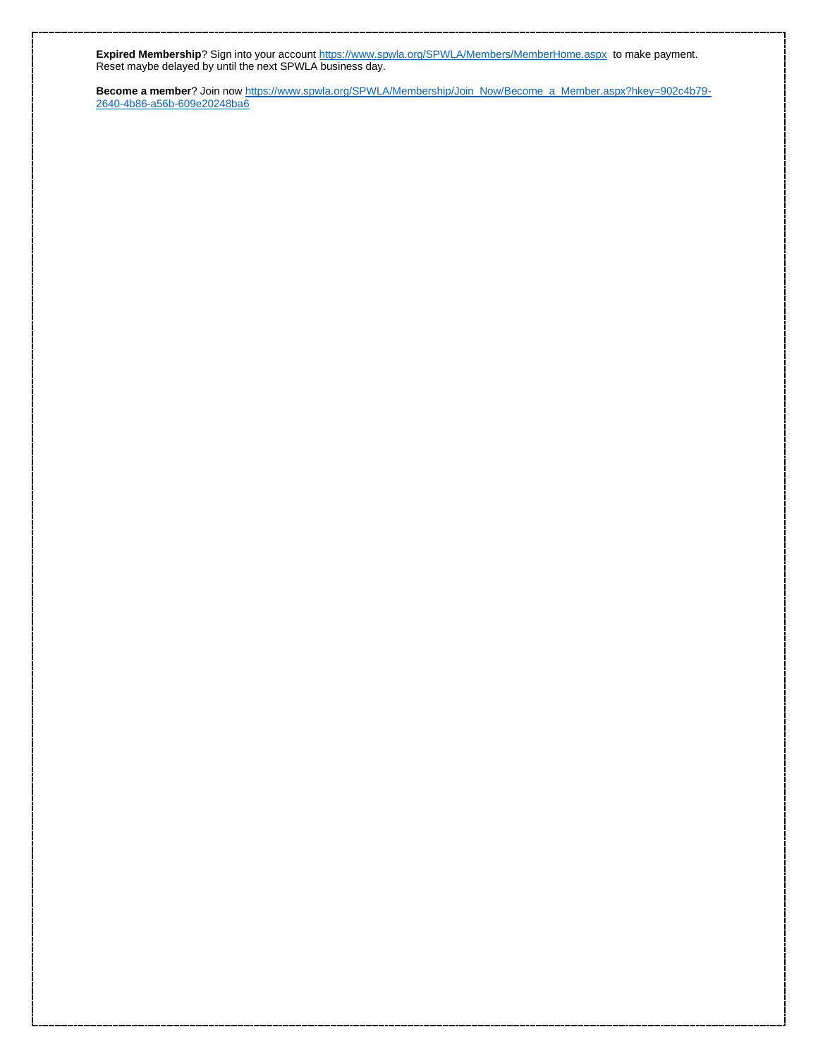**Expired Membership**? Sign into your account https://www.spwla.org/SPWLA/Members/MemberHome.aspx to make payment. Reset maybe delayed by until the next SPWLA business day.

**Become a member**? Join now https://www.spwla.org/SPWLA/Membership/Join_Now/Become_a_Member.aspx?hkey=902c4b79-2640-4b86-a56b-609e20248ba6